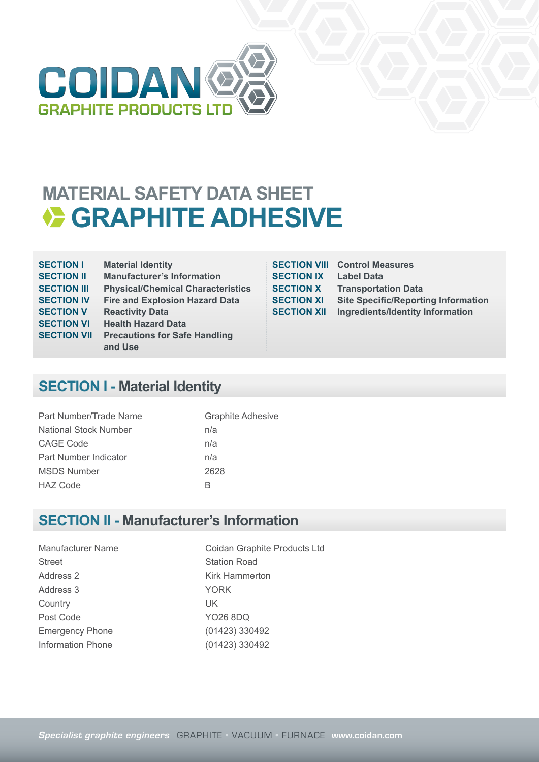COIDAN
GRAPHITE PRODUCTS LTD

# MATERIAL SAFETY DATA SHEET
# GRAPHITE ADHESIVE

| | |
|---|---|
| **SECTION I** | **Material Identity** |
| **SECTION II** | **Manufacturer's Information** |
| **SECTION III** | **Physical/Chemical Characteristics** |
| **SECTION IV** | **Fire and Explosion Hazard Data** |
| **SECTION V** | **Reactivity Data** |
| **SECTION VI** | **Health Hazard Data** |
| **SECTION VII** | **Precautions for Safe Handling and Use** |
| **SECTION VIII** | **Control Measures** |
| **SECTION IX** | **Label Data** |
| **SECTION X** | **Transportation Data** |
| **SECTION XI** | **Site Specific/Reporting Information** |
| **SECTION XII** | **Ingredients/Identity Information** |

## SECTION I - Material Identity

| | |
|---|---|
| Part Number/Trade Name | Graphite Adhesive |
| National Stock Number | n/a |
| CAGE Code | n/a |
| Part Number Indicator | n/a |
| MSDS Number | 2628 |
| HAZ Code | B |

## SECTION II - Manufacturer's Information

| | |
|---|---|
| Manufacturer Name | Coidan Graphite Products Ltd |
| Street | Station Road |
| Address 2 | Kirk Hammerton |
| Address 3 | YORK |
| Country | UK |
| Post Code | YO26 8DQ |
| Emergency Phone | (01423) 330492 |
| Information Phone | (01423) 330492 |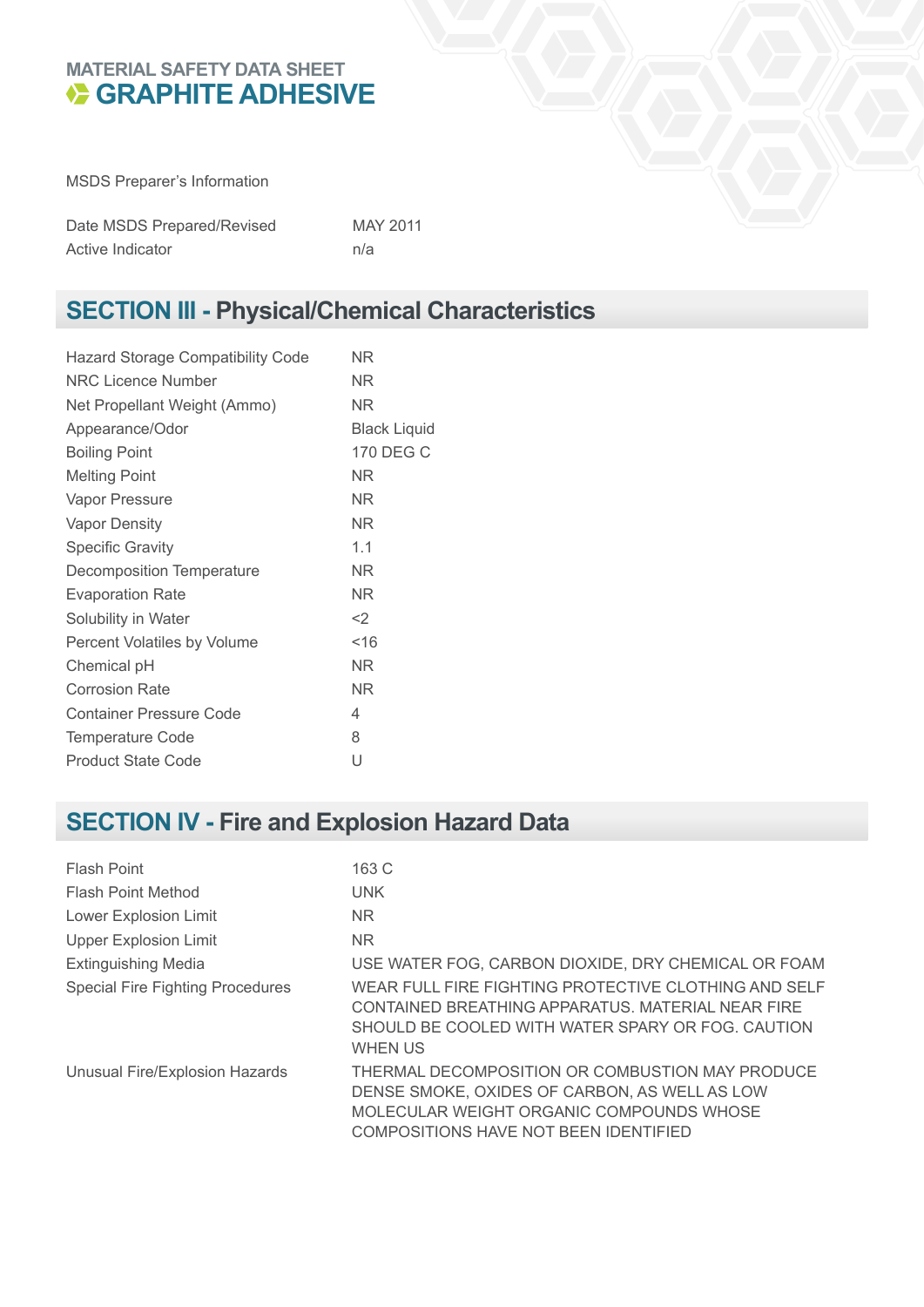MATERIAL SAFETY DATA SHEET

# GRAPHITE ADHESIVE

MSDS Preparer's Information

| | |
|---|---|
| Date MSDS Prepared/Revised | MAY 2011 |
| Active Indicator | n/a |

## SECTION III - Physical/Chemical Characteristics

| | |
|---|---|
| Hazard Storage Compatibility Code | NR |
| NRC Licence Number | NR |
| Net Propellant Weight (Ammo) | NR |
| Appearance/Odor | Black Liquid |
| Boiling Point | 170 DEG C |
| Melting Point | NR |
| Vapor Pressure | NR |
| Vapor Density | NR |
| Specific Gravity | 1.1 |
| Decomposition Temperature | NR |
| Evaporation Rate | NR |
| Solubility in Water | <2 |
| Percent Volatiles by Volume | <16 |
| Chemical pH | NR |
| Corrosion Rate | NR |
| Container Pressure Code | 4 |
| Temperature Code | 8 |
| Product State Code | U |

## SECTION IV - Fire and Explosion Hazard Data

| | |
|---|---|
| Flash Point | 163 C |
| Flash Point Method | UNK |
| Lower Explosion Limit | NR |
| Upper Explosion Limit | NR |
| Extinguishing Media | USE WATER FOG, CARBON DIOXIDE, DRY CHEMICAL OR FOAM |
| Special Fire Fighting Procedures | WEAR FULL FIRE FIGHTING PROTECTIVE CLOTHING AND SELF CONTAINED BREATHING APPARATUS. MATERIAL NEAR FIRE SHOULD BE COOLED WITH WATER SPARY OR FOG. CAUTION WHEN US |
| Unusual Fire/Explosion Hazards | THERMAL DECOMPOSITION OR COMBUSTION MAY PRODUCE DENSE SMOKE, OXIDES OF CARBON, AS WELL AS LOW MOLECULAR WEIGHT ORGANIC COMPOUNDS WHOSE COMPOSITIONS HAVE NOT BEEN IDENTIFIED |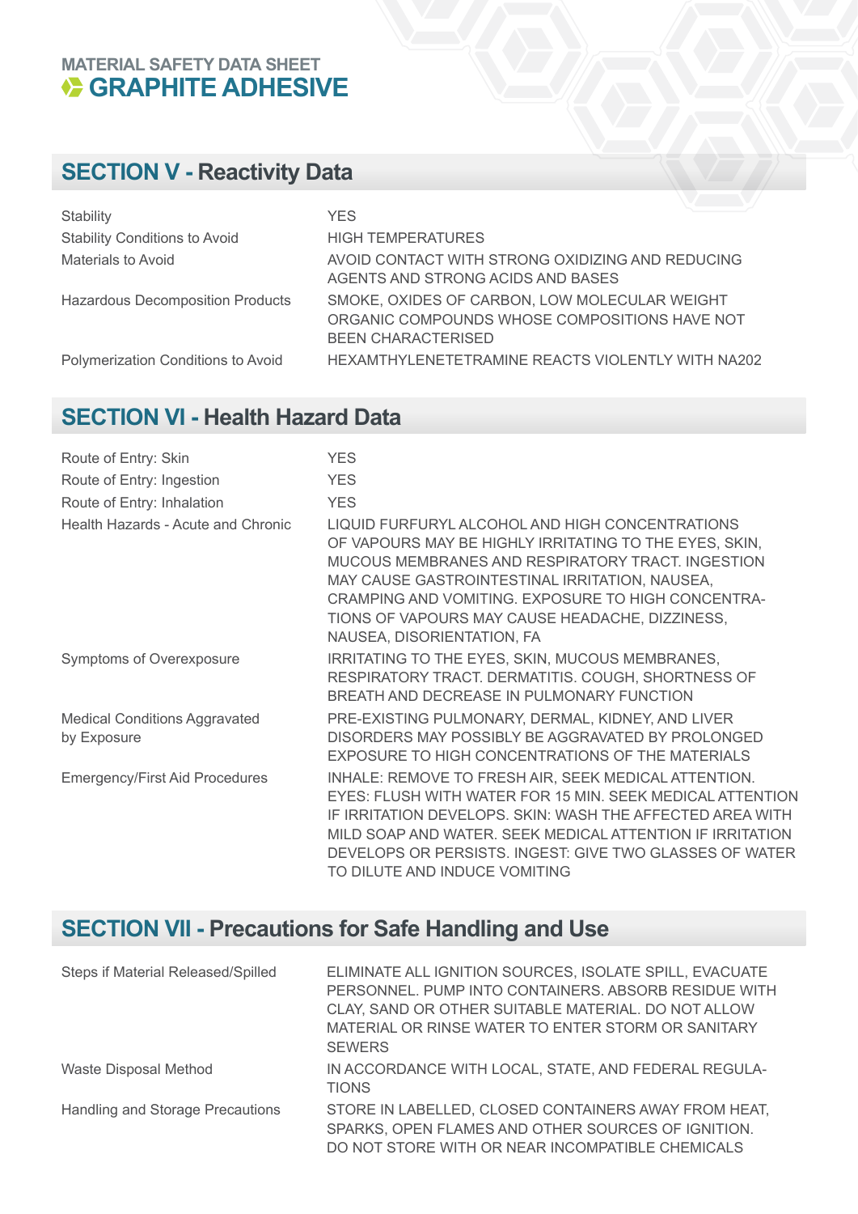MATERIAL SAFETY DATA SHEET

# GRAPHITE ADHESIVE

## SECTION V - Reactivity Data

| | |
|---|---|
| Stability | YES |
| Stability Conditions to Avoid | HIGH TEMPERATURES |
| Materials to Avoid | AVOID CONTACT WITH STRONG OXIDIZING AND REDUCING AGENTS AND STRONG ACIDS AND BASES |
| Hazardous Decomposition Products | SMOKE, OXIDES OF CARBON, LOW MOLECULAR WEIGHT ORGANIC COMPOUNDS WHOSE COMPOSITIONS HAVE NOT BEEN CHARACTERISED |
| Polymerization Conditions to Avoid | HEXAMTHYLENETETRAMINE REACTS VIOLENTLY WITH NA202 |

## SECTION VI - Health Hazard Data

| | |
|---|---|
| Route of Entry: Skin | YES |
| Route of Entry: Ingestion | YES |
| Route of Entry: Inhalation | YES |
| Health Hazards - Acute and Chronic | LIQUID FURFURYL ALCOHOL AND HIGH CONCENTRATIONS OF VAPOURS MAY BE HIGHLY IRRITATING TO THE EYES, SKIN, MUCOUS MEMBRANES AND RESPIRATORY TRACT. INGESTION MAY CAUSE GASTROINTESTINAL IRRITATION, NAUSEA, CRAMPING AND VOMITING. EXPOSURE TO HIGH CONCENTRATIONS OF VAPOURS MAY CAUSE HEADACHE, DIZZINESS, NAUSEA, DISORIENTATION, FA |
| Symptoms of Overexposure | IRRITATING TO THE EYES, SKIN, MUCOUS MEMBRANES, RESPIRATORY TRACT. DERMATITIS. COUGH, SHORTNESS OF BREATH AND DECREASE IN PULMONARY FUNCTION |
| Medical Conditions Aggravated by Exposure | PRE-EXISTING PULMONARY, DERMAL, KIDNEY, AND LIVER DISORDERS MAY POSSIBLY BE AGGRAVATED BY PROLONGED EXPOSURE TO HIGH CONCENTRATIONS OF THE MATERIALS |
| Emergency/First Aid Procedures | INHALE: REMOVE TO FRESH AIR, SEEK MEDICAL ATTENTION. EYES: FLUSH WITH WATER FOR 15 MIN. SEEK MEDICAL ATTENTION IF IRRITATION DEVELOPS. SKIN: WASH THE AFFECTED AREA WITH MILD SOAP AND WATER. SEEK MEDICAL ATTENTION IF IRRITATION DEVELOPS OR PERSISTS. INGEST: GIVE TWO GLASSES OF WATER TO DILUTE AND INDUCE VOMITING |

## SECTION VII - Precautions for Safe Handling and Use

| | |
|---|---|
| Steps if Material Released/Spilled | ELIMINATE ALL IGNITION SOURCES, ISOLATE SPILL, EVACUATE PERSONNEL. PUMP INTO CONTAINERS. ABSORB RESIDUE WITH CLAY, SAND OR OTHER SUITABLE MATERIAL. DO NOT ALLOW MATERIAL OR RINSE WATER TO ENTER STORM OR SANITARY SEWERS |
| Waste Disposal Method | IN ACCORDANCE WITH LOCAL, STATE, AND FEDERAL REGULATIONS |
| Handling and Storage Precautions | STORE IN LABELLED, CLOSED CONTAINERS AWAY FROM HEAT, SPARKS, OPEN FLAMES AND OTHER SOURCES OF IGNITION. DO NOT STORE WITH OR NEAR INCOMPATIBLE CHEMICALS |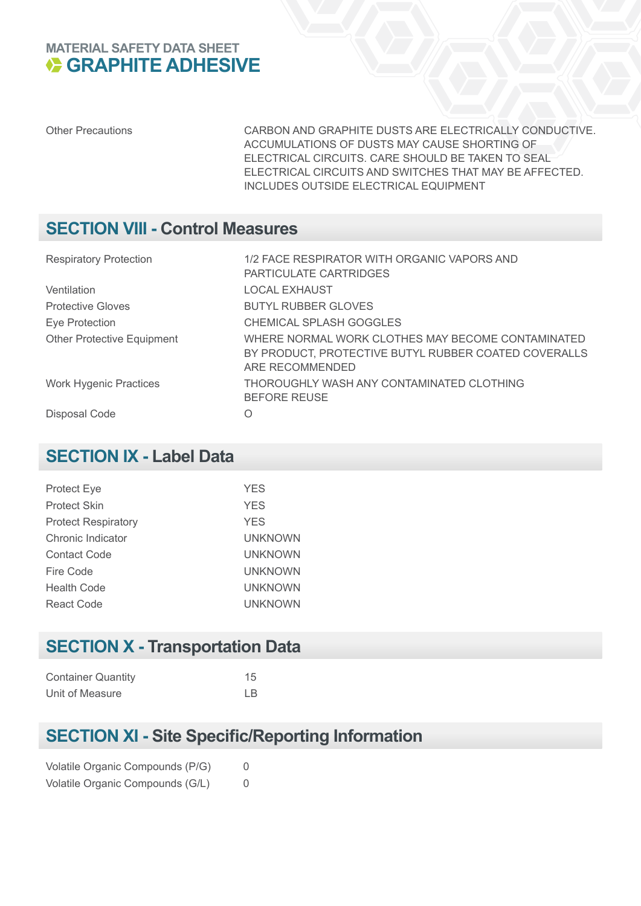| | |
|---|---|
| Other Precautions | CARBON AND GRAPHITE DUSTS ARE ELECTRICALLY CONDUCTIVE. ACCUMULATIONS OF DUSTS MAY CAUSE SHORTING OF ELECTRICAL CIRCUITS. CARE SHOULD BE TAKEN TO SEAL ELECTRICAL CIRCUITS AND SWITCHES THAT MAY BE AFFECTED. INCLUDES OUTSIDE ELECTRICAL EQUIPMENT |

## SECTION VIII - Control Measures

| | |
|---|---|
| Respiratory Protection | 1/2 FACE RESPIRATOR WITH ORGANIC VAPORS AND PARTICULATE CARTRIDGES |
| Ventilation | LOCAL EXHAUST |
| Protective Gloves | BUTYL RUBBER GLOVES |
| Eye Protection | CHEMICAL SPLASH GOGGLES |
| Other Protective Equipment | WHERE NORMAL WORK CLOTHES MAY BECOME CONTAMINATED BY PRODUCT, PROTECTIVE BUTYL RUBBER COATED COVERALLS ARE RECOMMENDED |
| Work Hygenic Practices | THOROUGHLY WASH ANY CONTAMINATED CLOTHING BEFORE REUSE |
| Disposal Code | O |

## SECTION IX - Label Data

| | |
|---|---|
| Protect Eye | YES |
| Protect Skin | YES |
| Protect Respiratory | YES |
| Chronic Indicator | UNKNOWN |
| Contact Code | UNKNOWN |
| Fire Code | UNKNOWN |
| Health Code | UNKNOWN |
| React Code | UNKNOWN |

## SECTION X - Transportation Data

| | |
|---|---|
| Container Quantity | 15 |
| Unit of Measure | LB |

## SECTION XI - Site Specific/Reporting Information

| | |
|---|---|
| Volatile Organic Compounds (P/G) | 0 |
| Volatile Organic Compounds (G/L) | 0 |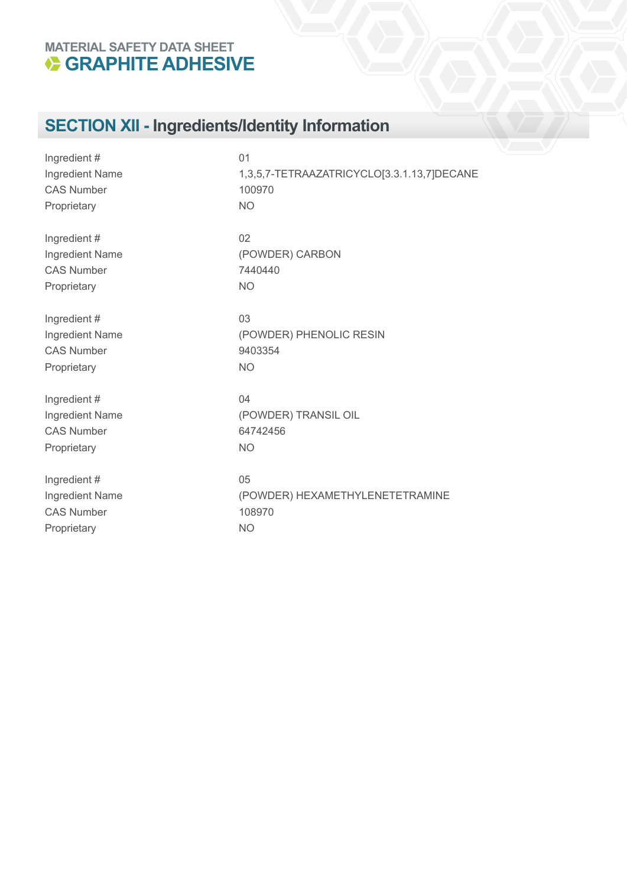MATERIAL SAFETY DATA SHEET

# GRAPHITE ADHESIVE

## SECTION XII - Ingredients/Identity Information

| | |
|---|---|
| Ingredient # | 01 |
| Ingredient Name | 1,3,5,7-TETRAAZATRICYCLO[3.3.1.13,7]DECANE |
| CAS Number | 100970 |
| Proprietary | NO |

| | |
|---|---|
| Ingredient # | 02 |
| Ingredient Name | (POWDER) CARBON |
| CAS Number | 7440440 |
| Proprietary | NO |

| | |
|---|---|
| Ingredient # | 03 |
| Ingredient Name | (POWDER) PHENOLIC RESIN |
| CAS Number | 9403354 |
| Proprietary | NO |

| | |
|---|---|
| Ingredient # | 04 |
| Ingredient Name | (POWDER) TRANSIL OIL |
| CAS Number | 64742456 |
| Proprietary | NO |

| | |
|---|---|
| Ingredient # | 05 |
| Ingredient Name | (POWDER) HEXAMETHYLENETETRAMINE |
| CAS Number | 108970 |
| Proprietary | NO |